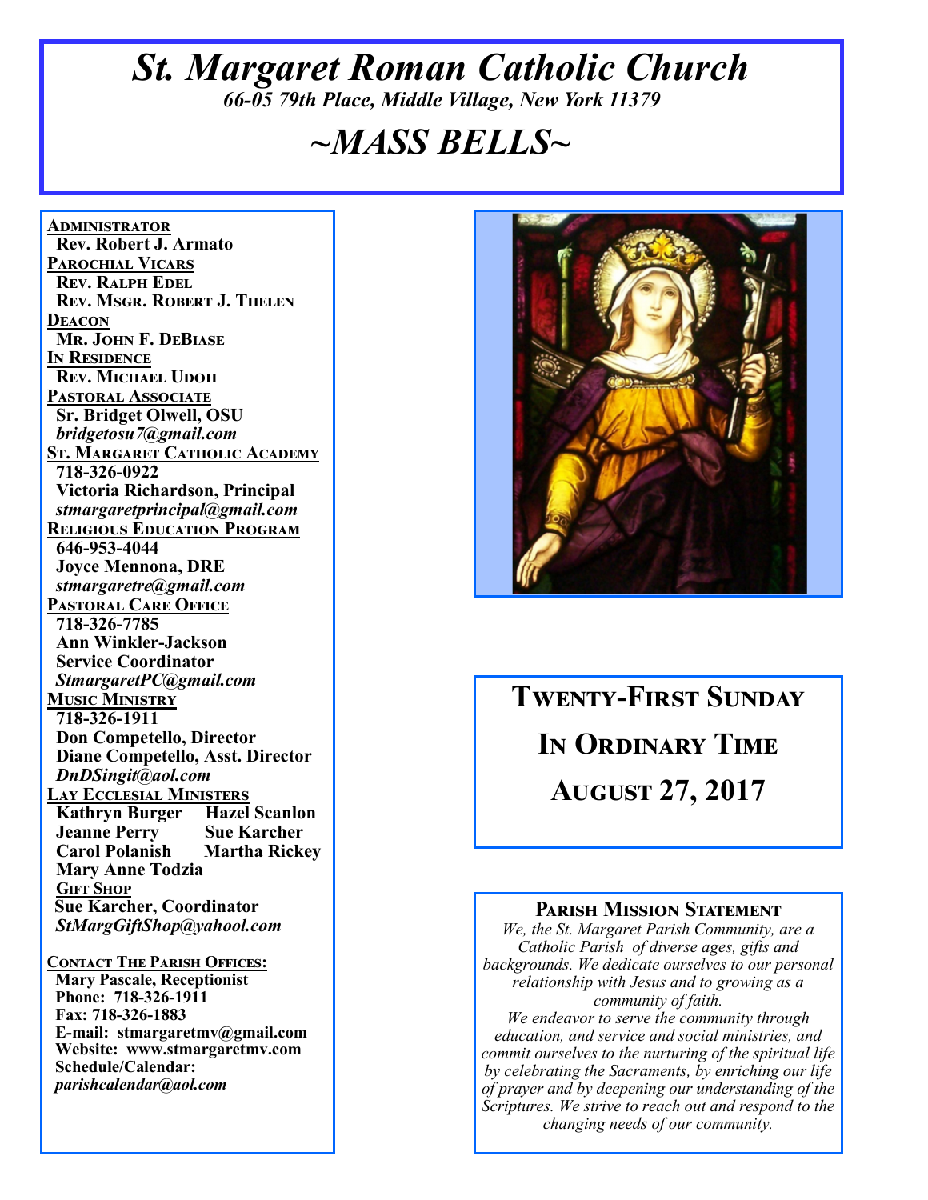# *St. Margaret Roman Catholic Church*

*66-05 79th Place, Middle Village, New York 11379*

# *~MASS BELLS~*

**ADMINISTRATOR**
Rev. Robert J. Armato

**PAROCHIAL VICARS**
Rev. Ralph Edel
Rev. Msgr. Robert J. Thelen

**DEACON**
Mr. John F. DeBiase

**IN RESIDENCE**
Rev. Michael Udoh

**PASTORAL ASSOCIATE**
Sr. Bridget Olwell, OSU
*bridgetosu7@gmail.com*

**ST. MARGARET CATHOLIC ACADEMY**
718-326-0922
Victoria Richardson, Principal
*stmargaretprincipal@gmail.com*

**RELIGIOUS EDUCATION PROGRAM**
646-953-4044
Joyce Mennona, DRE
*stmargaretre@gmail.com*

**PASTORAL CARE OFFICE**
718-326-7785
Ann Winkler-Jackson
Service Coordinator
*StmargaretPC@gmail.com*

**MUSIC MINISTRY**
718-326-1911
Don Competello, Director
Diane Competello, Asst. Director
*DnDSingit@aol.com*

**LAY ECCLESIAL MINISTERS**
Kathryn Burger
Hazel Scanlon
Jeanne Perry
Sue Karcher
Carol Polanish
Martha Rickey
Mary Anne Todzia

**GIFT SHOP**
Sue Karcher, Coordinator
*StMargGiftShop@yahool.com*

**CONTACT THE PARISH OFFICES:**
Mary Pascale, Receptionist
Phone: 718-326-1911
Fax: 718-326-1883
E-mail: stmargaretmv@gmail.com
Website: www.stmargaretmv.com
Schedule/Calendar:
*parishcalendar@aol.com*

## Twenty-First Sunday In Ordinary Time August 27, 2017

### Parish Mission Statement

*We, the St. Margaret Parish Community, are a Catholic Parish of diverse ages, gifts and backgrounds. We dedicate ourselves to our personal relationship with Jesus and to growing as a community of faith.*
*We endeavor to serve the community through education, and service and social ministries, and commit ourselves to the nurturing of the spiritual life by celebrating the Sacraments, by enriching our life of prayer and by deepening our understanding of the Scriptures. We strive to reach out and respond to the changing needs of our community.*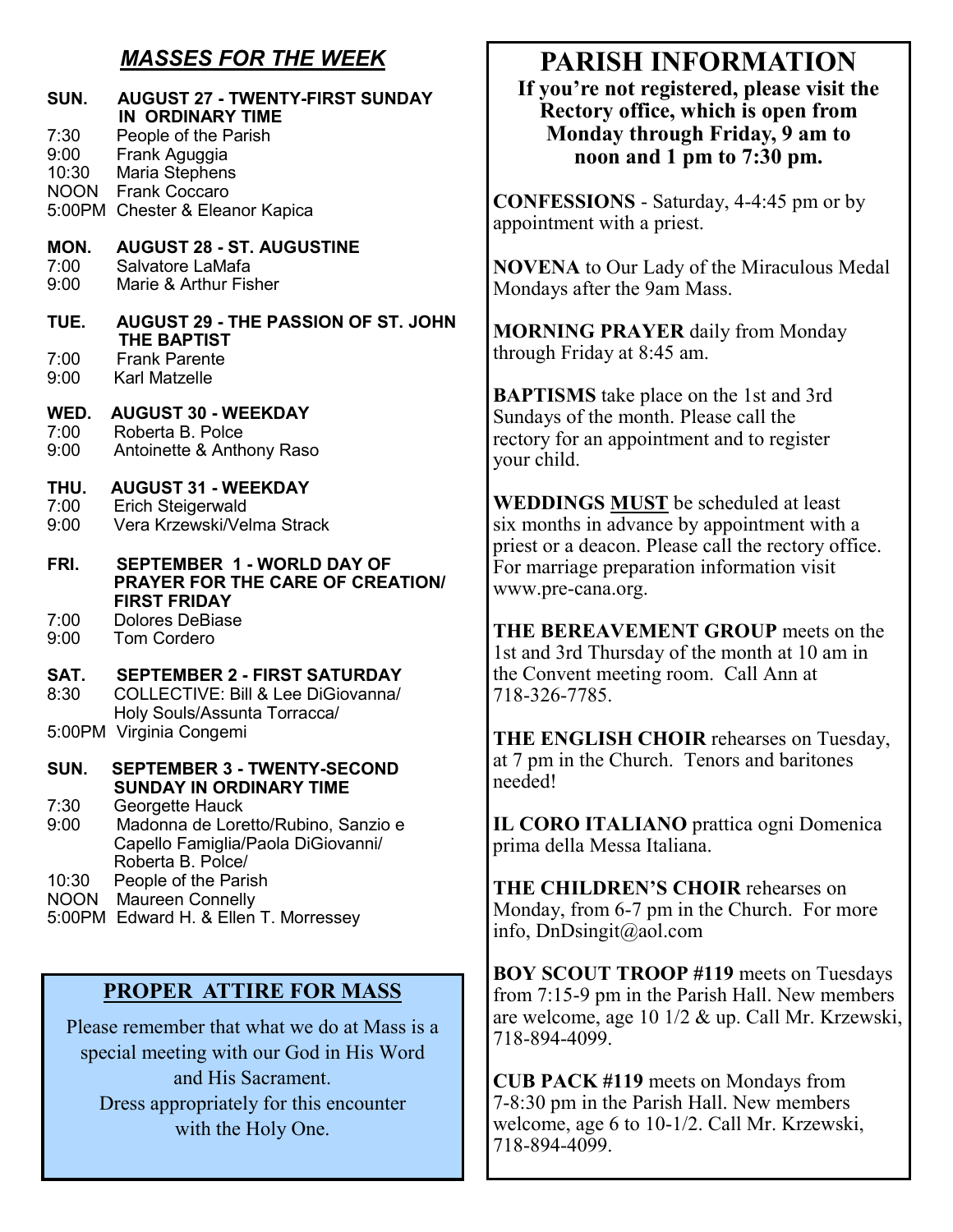## *MASSES FOR THE WEEK*

**SUN. AUGUST 27 - TWENTY-FIRST SUNDAY IN ORDINARY TIME**

- 7:30 People of the Parish
- 9:00 Frank Aguggia
- 10:30 Maria Stephens
- NOON Frank Coccaro
- 5:00PM Chester & Eleanor Kapica

**MON. AUGUST 28 - ST. AUGUSTINE**

- 7:00 Salvatore LaMafa
- 9:00 Marie & Arthur Fisher

**TUE. AUGUST 29 - THE PASSION OF ST. JOHN THE BAPTIST**

- 7:00 Frank Parente
- 9:00 Karl Matzelle

**WED. AUGUST 30 - WEEKDAY**

- 7:00 Roberta B. Polce
- 9:00 Antoinette & Anthony Raso

**THU. AUGUST 31 - WEEKDAY**

- 7:00 Erich Steigerwald
- 9:00 Vera Krzewski/Velma Strack

**FRI. SEPTEMBER 1 - WORLD DAY OF PRAYER FOR THE CARE OF CREATION/ FIRST FRIDAY**

- 7:00 Dolores DeBiase
- 9:00 Tom Cordero

**SAT. SEPTEMBER 2 - FIRST SATURDAY**

- 8:30 COLLECTIVE: Bill & Lee DiGiovanna/ Holy Souls/Assunta Torracca/
- 5:00PM Virginia Congemi

**SUN. SEPTEMBER 3 - TWENTY-SECOND SUNDAY IN ORDINARY TIME**

- 7:30 Georgette Hauck
- 9:00 Madonna de Loretto/Rubino, Sanzio e Capello Famiglia/Paola DiGiovanni/ Roberta B. Polce/
- 10:30 People of the Parish
- NOON Maureen Connelly
- 5:00PM Edward H. & Ellen T. Morressey

## PROPER ATTIRE FOR MASS

Please remember that what we do at Mass is a special meeting with our God in His Word and His Sacrament.
Dress appropriately for this encounter with the Holy One.

# PARISH INFORMATION

**If you're not registered, please visit the Rectory office, which is open from Monday through Friday, 9 am to noon and 1 pm to 7:30 pm.**

**CONFESSIONS** - Saturday, 4-4:45 pm or by appointment with a priest.

**NOVENA** to Our Lady of the Miraculous Medal Mondays after the 9am Mass.

**MORNING PRAYER** daily from Monday through Friday at 8:45 am.

**BAPTISMS** take place on the 1st and 3rd Sundays of the month. Please call the rectory for an appointment and to register your child.

**WEDDINGS MUST** be scheduled at least six months in advance by appointment with a priest or a deacon. Please call the rectory office. For marriage preparation information visit www.pre-cana.org.

**THE BEREAVEMENT GROUP** meets on the 1st and 3rd Thursday of the month at 10 am in the Convent meeting room. Call Ann at 718-326-7785.

**THE ENGLISH CHOIR** rehearses on Tuesday, at 7 pm in the Church. Tenors and baritones needed!

**IL CORO ITALIANO** prattica ogni Domenica prima della Messa Italiana.

**THE CHILDREN'S CHOIR** rehearses on Monday, from 6-7 pm in the Church. For more info, DnDsingit@aol.com

**BOY SCOUT TROOP #119** meets on Tuesdays from 7:15-9 pm in the Parish Hall. New members are welcome, age 10 1/2 & up. Call Mr. Krzewski, 718-894-4099.

**CUB PACK #119** meets on Mondays from 7-8:30 pm in the Parish Hall. New members welcome, age 6 to 10-1/2. Call Mr. Krzewski, 718-894-4099.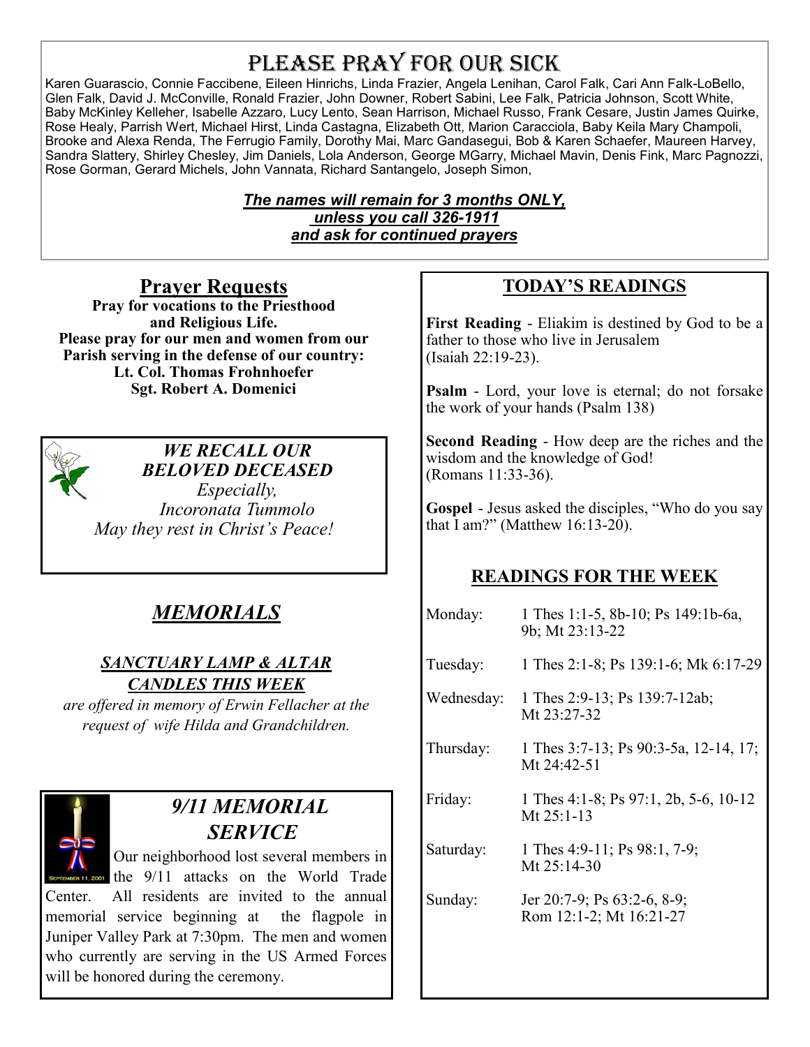# PLEASE PRAY FOR OUR SICK

Karen Guarascio, Connie Faccibene, Eileen Hinrichs, Linda Frazier, Angela Lenihan, Carol Falk, Cari Ann Falk-LoBello, Glen Falk, David J. McConville, Ronald Frazier, John Downer, Robert Sabini, Lee Falk, Patricia Johnson, Scott White, Baby McKinley Kelleher, Isabelle Azzaro, Lucy Lento, Sean Harrison, Michael Russo, Frank Cesare, Justin James Quirke, Rose Healy, Parrish Wert, Michael Hirst, Linda Castagna, Elizabeth Ott, Marion Caracciola, Baby Keila Mary Champoli, Brooke and Alexa Renda, The Ferrugio Family, Dorothy Mai, Marc Gandasegui, Bob & Karen Schaefer, Maureen Harvey, Sandra Slattery, Shirley Chesley, Jim Daniels, Lola Anderson, George MGarry, Michael Mavin, Denis Fink, Marc Pagnozzi, Rose Gorman, Gerard Michels, John Vannata, Richard Santangelo, Joseph Simon,

***The names will remain for 3 months ONLY, unless you call 326-1911 and ask for continued prayers***

## Prayer Requests

**Pray for vocations to the Priesthood and Religious Life.**
**Please pray for our men and women from our Parish serving in the defense of our country:**
**Lt. Col. Thomas Frohnhoefer**
**Sgt. Robert A. Domenici**

***WE RECALL OUR BELOVED DECEASED***

*Especially,*
*Incoronata Tummolo*
*May they rest in Christ's Peace!*

## *MEMORIALS*

### *SANCTUARY LAMP & ALTAR CANDLES THIS WEEK*

*are offered in memory of Erwin Fellacher at the request of wife Hilda and Grandchildren.*

## *9/11 MEMORIAL SERVICE*

Our neighborhood lost several members in the 9/11 attacks on the World Trade Center. All residents are invited to the annual memorial service beginning at the flagpole in Juniper Valley Park at 7:30pm. The men and women who currently are serving in the US Armed Forces will be honored during the ceremony.

## TODAY'S READINGS

**First Reading** - Eliakim is destined by God to be a father to those who live in Jerusalem (Isaiah 22:19-23).

**Psalm** - Lord, your love is eternal; do not forsake the work of your hands (Psalm 138)

**Second Reading** - How deep are the riches and the wisdom and the knowledge of God! (Romans 11:33-36).

**Gospel** - Jesus asked the disciples, "Who do you say that I am?" (Matthew 16:13-20).

## READINGS FOR THE WEEK

| | |
|---|---|
| Monday: | 1 Thes 1:1-5, 8b-10; Ps 149:1b-6a, 9b; Mt 23:13-22 |
| Tuesday: | 1 Thes 2:1-8; Ps 139:1-6; Mk 6:17-29 |
| Wednesday: | 1 Thes 2:9-13; Ps 139:7-12ab; Mt 23:27-32 |
| Thursday: | 1 Thes 3:7-13; Ps 90:3-5a, 12-14, 17; Mt 24:42-51 |
| Friday: | 1 Thes 4:1-8; Ps 97:1, 2b, 5-6, 10-12 Mt 25:1-13 |
| Saturday: | 1 Thes 4:9-11; Ps 98:1, 7-9; Mt 25:14-30 |
| Sunday: | Jer 20:7-9; Ps 63:2-6, 8-9; Rom 12:1-2; Mt 16:21-27 |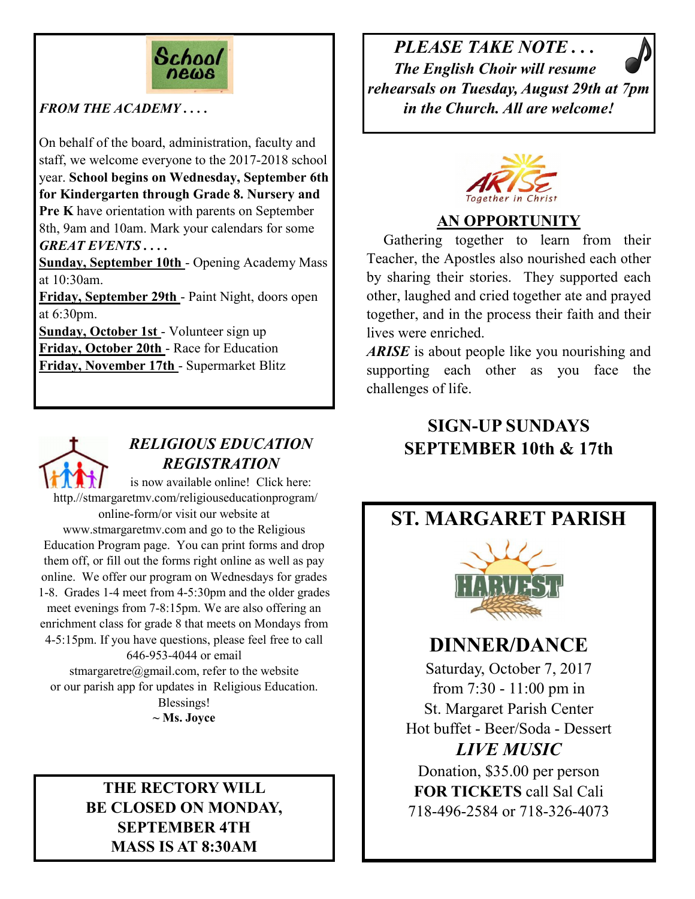School news

*FROM THE ACADEMY . . . .*

On behalf of the board, administration, faculty and staff, we welcome everyone to the 2017-2018 school year. **School begins on Wednesday, September 6th for Kindergarten through Grade 8. Nursery and Pre K** have orientation with parents on September 8th, 9am and 10am. Mark your calendars for some ***GREAT EVENTS . . . .***

**Sunday, September 10th** - Opening Academy Mass at 10:30am.
**Friday, September 29th** - Paint Night, doors open at 6:30pm.
**Sunday, October 1st** - Volunteer sign up
**Friday, October 20th** - Race for Education
**Friday, November 17th** - Supermarket Blitz

## *RELIGIOUS EDUCATION REGISTRATION*

is now available online! Click here: http://stmargaretmv.com/religiouseducationprogram/online-form/or visit our website at www.stmargaretmv.com and go to the Religious Education Program page. You can print forms and drop them off, or fill out the forms right online as well as pay online. We offer our program on Wednesdays for grades 1-8. Grades 1-4 meet from 4-5:30pm and the older grades meet evenings from 7-8:15pm. We are also offering an enrichment class for grade 8 that meets on Mondays from 4-5:15pm. If you have questions, please feel free to call 646-953-4044 or email stmargaretre@gmail.com, refer to the website or our parish app for updates in Religious Education.

Blessings!
**~ Ms. Joyce**

**THE RECTORY WILL BE CLOSED ON MONDAY, SEPTEMBER 4TH**
**MASS IS AT 8:30AM**

***PLEASE TAKE NOTE . . .***
***The English Choir will resume rehearsals on Tuesday, August 29th at 7pm in the Church. All are welcome!***

ARISE Together in Christ

## AN OPPORTUNITY

Gathering together to learn from their Teacher, the Apostles also nourished each other by sharing their stories. They supported each other, laughed and cried together ate and prayed together, and in the process their faith and their lives were enriched.

***ARISE*** is about people like you nourishing and supporting each other as you face the challenges of life.

**SIGN-UP SUNDAYS SEPTEMBER 10th & 17th**

## ST. MARGARET PARISH

HARVEST

## DINNER/DANCE

Saturday, October 7, 2017
from 7:30 - 11:00 pm in
St. Margaret Parish Center
Hot buffet - Beer/Soda - Dessert
***LIVE MUSIC***
Donation, $35.00 per person
**FOR TICKETS** call Sal Cali
718-496-2584 or 718-326-4073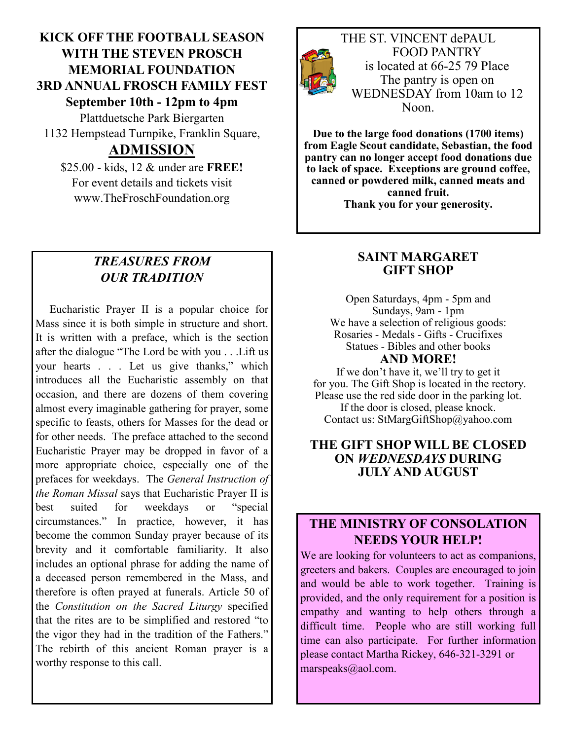## KICK OFF THE FOOTBALL SEASON WITH THE STEVEN PROSCH MEMORIAL FOUNDATION 3RD ANNUAL FROSCH FAMILY FEST

**September 10th - 12pm to 4pm**

Plattduetsche Park Biergarten
1132 Hempstead Turnpike, Franklin Square,

**ADMISSION**

$25.00 - kids, 12 & under are **FREE!**
For event details and tickets visit
www.TheFroschFoundation.org

## *TREASURES FROM OUR TRADITION*

Eucharistic Prayer II is a popular choice for Mass since it is both simple in structure and short. It is written with a preface, which is the section after the dialogue "The Lord be with you . . .Lift us your hearts . . . Let us give thanks," which introduces all the Eucharistic assembly on that occasion, and there are dozens of them covering almost every imaginable gathering for prayer, some specific to feasts, others for Masses for the dead or for other needs. The preface attached to the second Eucharistic Prayer may be dropped in favor of a more appropriate choice, especially one of the prefaces for weekdays. The *General Instruction of the Roman Missal* says that Eucharistic Prayer II is best suited for weekdays or "special circumstances." In practice, however, it has become the common Sunday prayer because of its brevity and it comfortable familiarity. It also includes an optional phrase for adding the name of a deceased person remembered in the Mass, and therefore is often prayed at funerals. Article 50 of the *Constitution on the Sacred Liturgy* specified that the rites are to be simplified and restored "to the vigor they had in the tradition of the Fathers." The rebirth of this ancient Roman prayer is a worthy response to this call.

THE ST. VINCENT dePAUL FOOD PANTRY
is located at 66-25 79 Place
The pantry is open on
WEDNESDAY from 10am to 12 Noon.

**Due to the large food donations (1700 items) from Eagle Scout candidate, Sebastian, the food pantry can no longer accept food donations due to lack of space. Exceptions are ground coffee, canned or powdered milk, canned meats and canned fruit.**
**Thank you for your generosity.**

## SAINT MARGARET GIFT SHOP

Open Saturdays, 4pm - 5pm and
Sundays, 9am - 1pm
We have a selection of religious goods:
Rosaries - Medals - Gifts - Crucifixes
Statues - Bibles and other books

**AND MORE!**

If we don't have it, we'll try to get it for you. The Gift Shop is located in the rectory. Please use the red side door in the parking lot. If the door is closed, please knock.
Contact us: StMargGiftShop@yahoo.com

**THE GIFT SHOP WILL BE CLOSED ON *WEDNESDAYS* DURING JULY AND AUGUST**

## THE MINISTRY OF CONSOLATION NEEDS YOUR HELP!

We are looking for volunteers to act as companions, greeters and bakers. Couples are encouraged to join and would be able to work together. Training is provided, and the only requirement for a position is empathy and wanting to help others through a difficult time. People who are still working full time can also participate. For further information please contact Martha Rickey, 646-321-3291 or marspeaks@aol.com.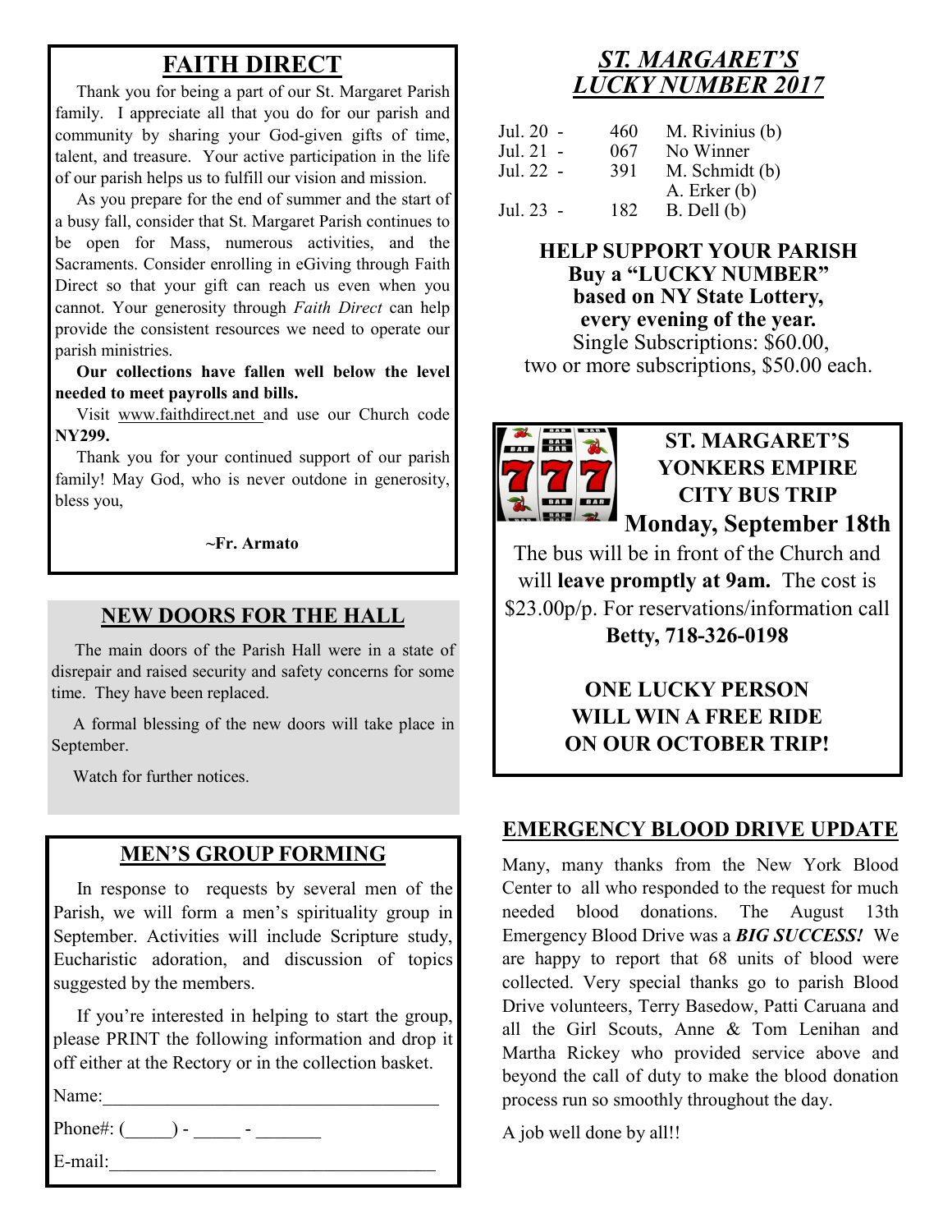## FAITH DIRECT

Thank you for being a part of our St. Margaret Parish family. I appreciate all that you do for our parish and community by sharing your God-given gifts of time, talent, and treasure. Your active participation in the life of our parish helps us to fulfill our vision and mission.

As you prepare for the end of summer and the start of a busy fall, consider that St. Margaret Parish continues to be open for Mass, numerous activities, and the Sacraments. Consider enrolling in eGiving through Faith Direct so that your gift can reach us even when you cannot. Your generosity through *Faith Direct* can help provide the consistent resources we need to operate our parish ministries.

**Our collections have fallen well below the level needed to meet payrolls and bills.**

Visit www.faithdirect.net and use our Church code **NY299.**

Thank you for your continued support of our parish family! May God, who is never outdone in generosity, bless you,

**~Fr. Armato**

## NEW DOORS FOR THE HALL

The main doors of the Parish Hall were in a state of disrepair and raised security and safety concerns for some time. They have been replaced.

A formal blessing of the new doors will take place in September.

Watch for further notices.

## MEN'S GROUP FORMING

In response to requests by several men of the Parish, we will form a men's spirituality group in September. Activities will include Scripture study, Eucharistic adoration, and discussion of topics suggested by the members.

If you're interested in helping to start the group, please PRINT the following information and drop it off either at the Rectory or in the collection basket.

Name:___________________________________

Phone#: (_____) - _____ - _______

E-mail:___________________________________

## *ST. MARGARET'S LUCKY NUMBER 2017*

| | | |
|---|---|---|
| Jul. 20 - | 460 | M. Rivinius (b) |
| Jul. 21 - | 067 | No Winner |
| Jul. 22 - | 391 | M. Schmidt (b) A. Erker (b) |
| Jul. 23 - | 182 | B. Dell (b) |

**HELP SUPPORT YOUR PARISH**
**Buy a "LUCKY NUMBER"**
**based on NY State Lottery,**
**every evening of the year.**
Single Subscriptions: $60.00,
two or more subscriptions, $50.00 each.

## ST. MARGARET'S YONKERS EMPIRE CITY BUS TRIP

**Monday, September 18th**

The bus will be in front of the Church and will **leave promptly at 9am.** The cost is $23.00p/p. For reservations/information call **Betty, 718-326-0198**

**ONE LUCKY PERSON WILL WIN A FREE RIDE ON OUR OCTOBER TRIP!**

## EMERGENCY BLOOD DRIVE UPDATE

Many, many thanks from the New York Blood Center to all who responded to the request for much needed blood donations. The August 13th Emergency Blood Drive was a ***BIG SUCCESS!*** We are happy to report that 68 units of blood were collected. Very special thanks go to parish Blood Drive volunteers, Terry Basedow, Patti Caruana and all the Girl Scouts, Anne & Tom Lenihan and Martha Rickey who provided service above and beyond the call of duty to make the blood donation process run so smoothly throughout the day.

A job well done by all!!